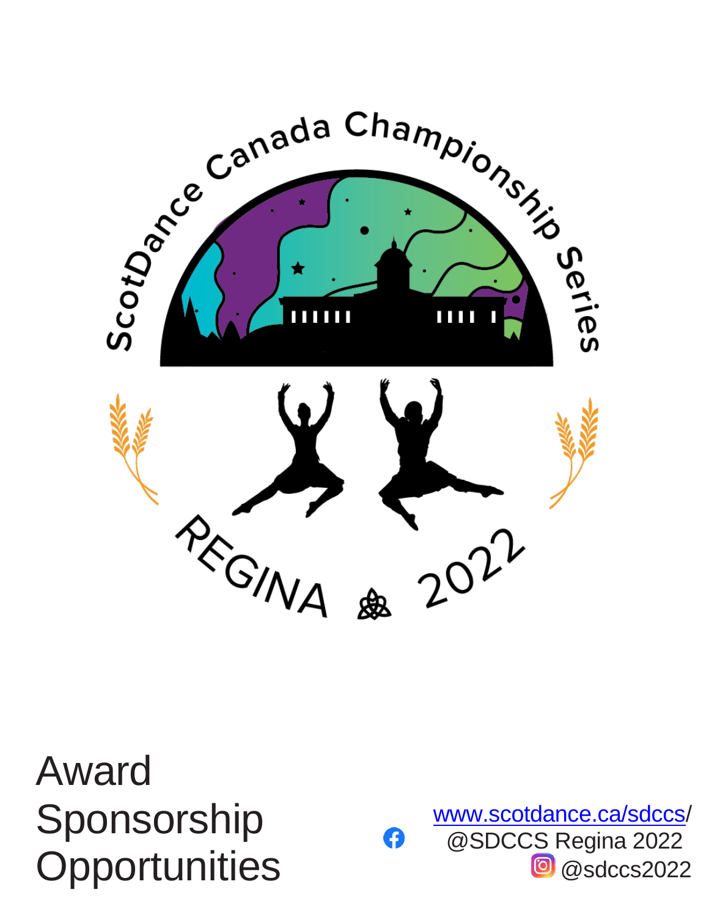ScotDance Canada Championship Series

REGINA 2022

# Award Sponsorship Opportunities

[www.scotdance.ca/sdccs](www.scotdance.ca/sdccs)/
@SDCCS Regina 2022
@sdccs2022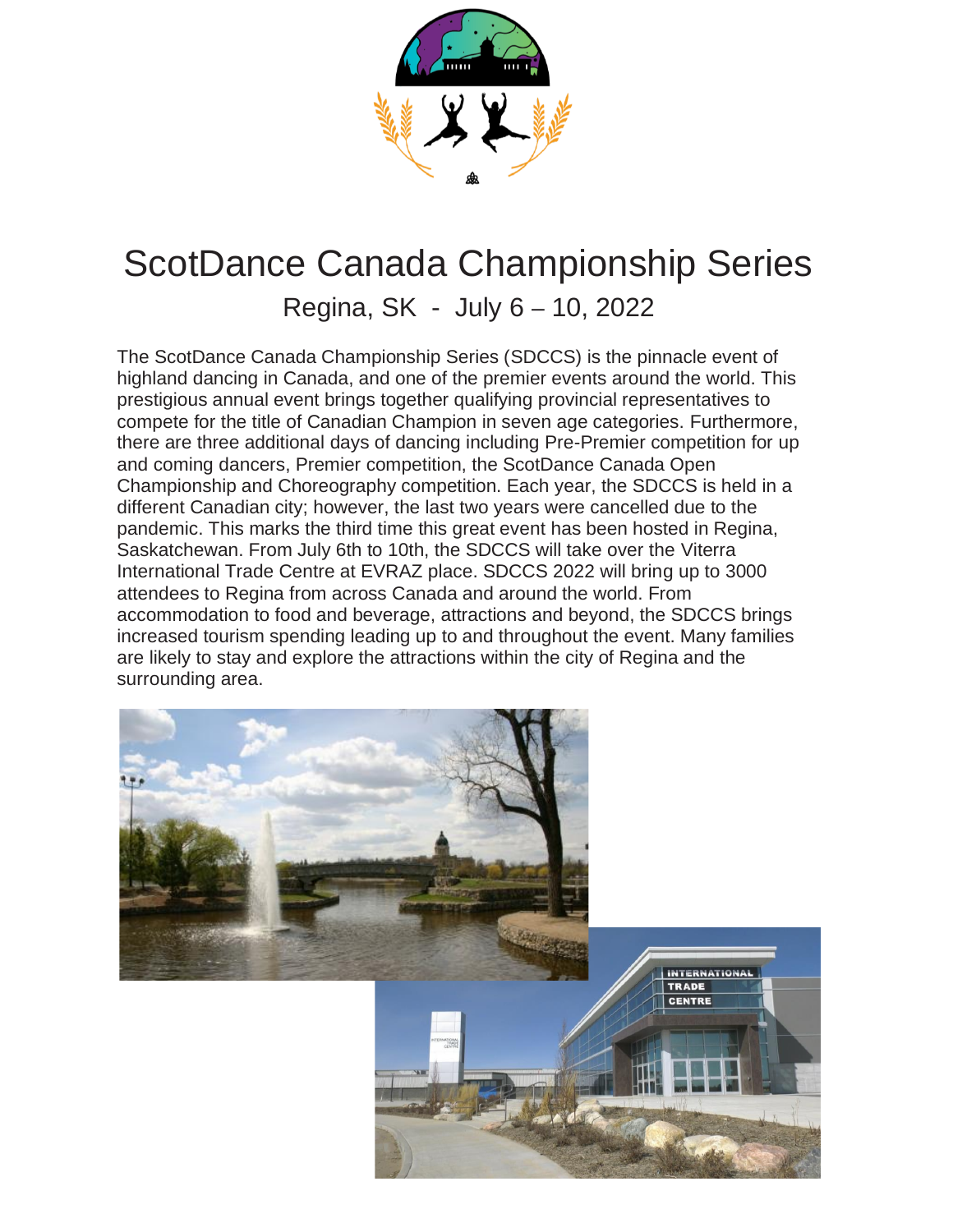# ScotDance Canada Championship Series

## Regina, SK - July 6 – 10, 2022

The ScotDance Canada Championship Series (SDCCS) is the pinnacle event of highland dancing in Canada, and one of the premier events around the world. This prestigious annual event brings together qualifying provincial representatives to compete for the title of Canadian Champion in seven age categories. Furthermore, there are three additional days of dancing including Pre-Premier competition for up and coming dancers, Premier competition, the ScotDance Canada Open Championship and Choreography competition. Each year, the SDCCS is held in a different Canadian city; however, the last two years were cancelled due to the pandemic. This marks the third time this great event has been hosted in Regina, Saskatchewan. From July 6th to 10th, the SDCCS will take over the Viterra International Trade Centre at EVRAZ place. SDCCS 2022 will bring up to 3000 attendees to Regina from across Canada and around the world. From accommodation to food and beverage, attractions and beyond, the SDCCS brings increased tourism spending leading up to and throughout the event. Many families are likely to stay and explore the attractions within the city of Regina and the surrounding area.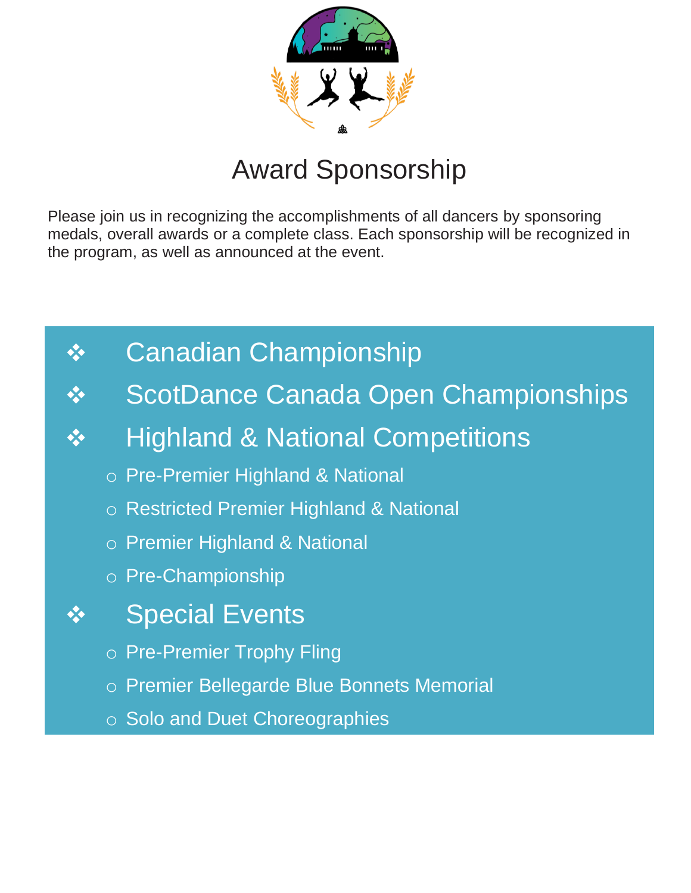# Award Sponsorship

Please join us in recognizing the accomplishments of all dancers by sponsoring medals, overall awards or a complete class. Each sponsorship will be recognized in the program, as well as announced at the event.

- Canadian Championship
- ScotDance Canada Open Championships
- Highland & National Competitions
    - Pre-Premier Highland & National
    - Restricted Premier Highland & National
    - Premier Highland & National
    - Pre-Championship
- Special Events
    - Pre-Premier Trophy Fling
    - Premier Bellegarde Blue Bonnets Memorial
    - Solo and Duet Choreographies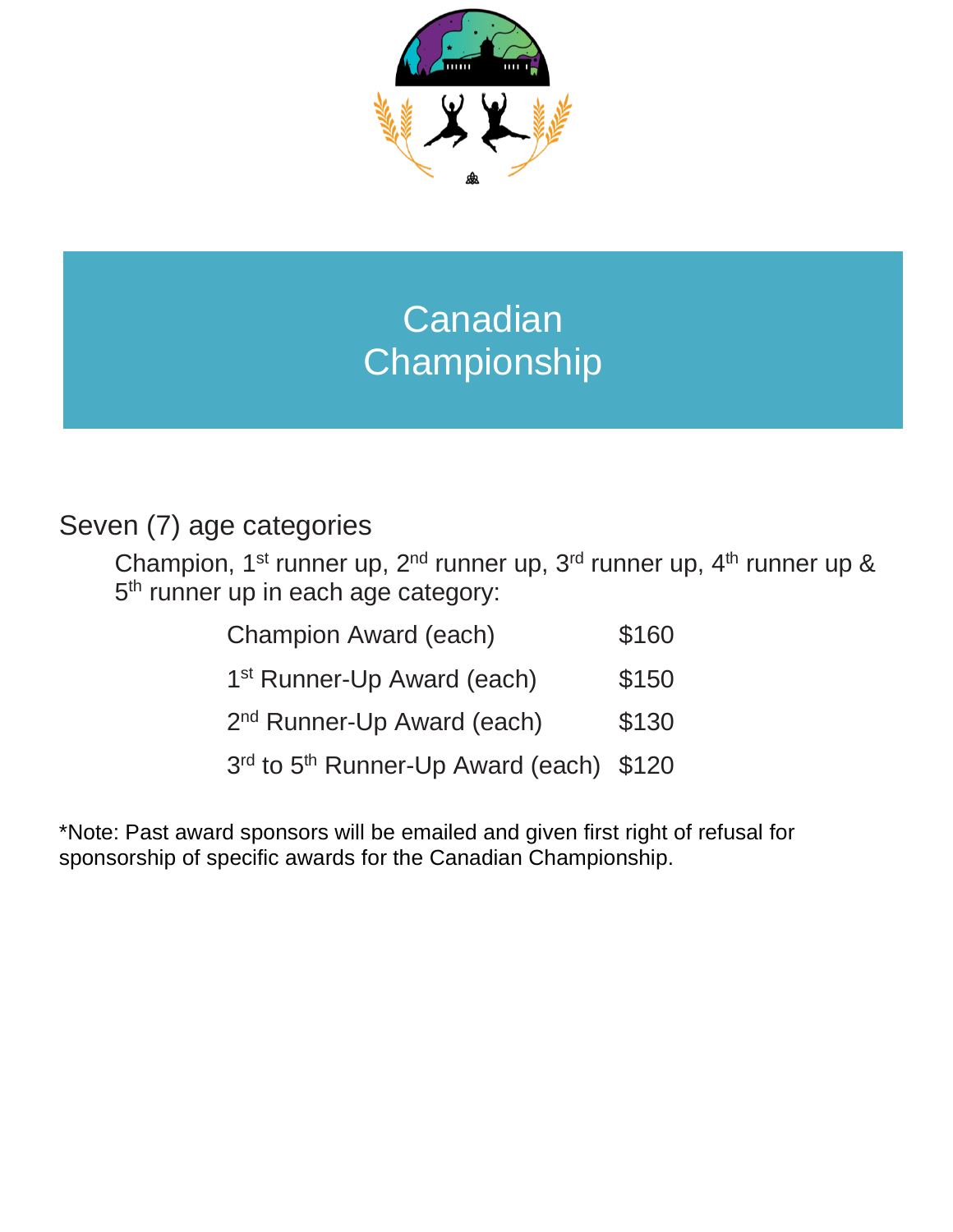# Canadian Championship

## Seven (7) age categories

Champion, 1st runner up, 2nd runner up, 3rd runner up, 4th runner up & 5th runner up in each age category:

| Award | Amount |
|---|---|
| Champion Award (each) | $160 |
| 1st Runner-Up Award (each) | $150 |
| 2nd Runner-Up Award (each) | $130 |
| 3rd to 5th Runner-Up Award (each) | $120 |

*Note: Past award sponsors will be emailed and given first right of refusal for sponsorship of specific awards for the Canadian Championship.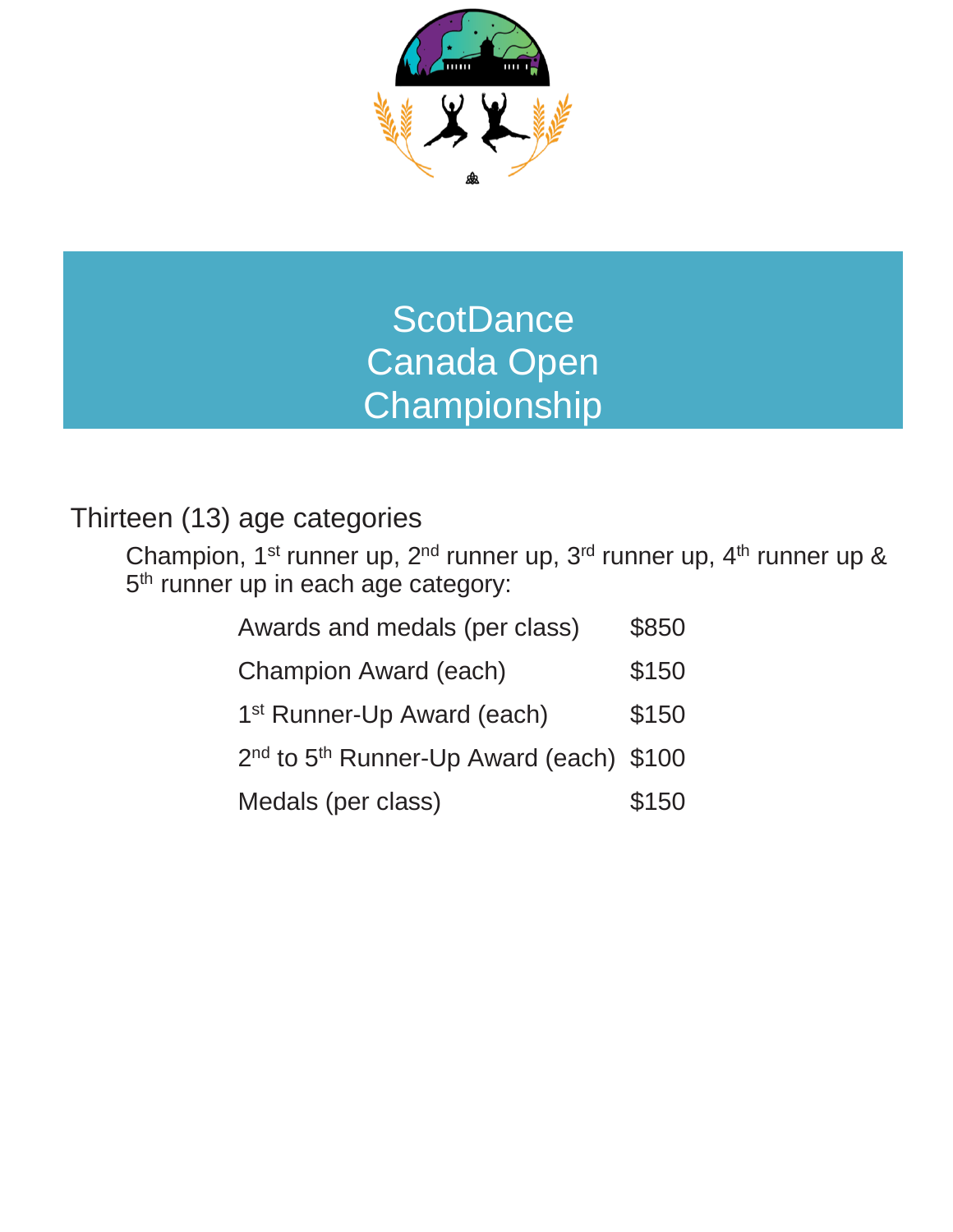# ScotDance Canada Open Championship

## Thirteen (13) age categories

Champion, 1st runner up, 2nd runner up, 3rd runner up, 4th runner up & 5th runner up in each age category:

| | |
|---|---|
| Awards and medals (per class) | $850 |
| Champion Award (each) | $150 |
| 1st Runner-Up Award (each) | $150 |
| 2nd to 5th Runner-Up Award (each) | $100 |
| Medals (per class) | $150 |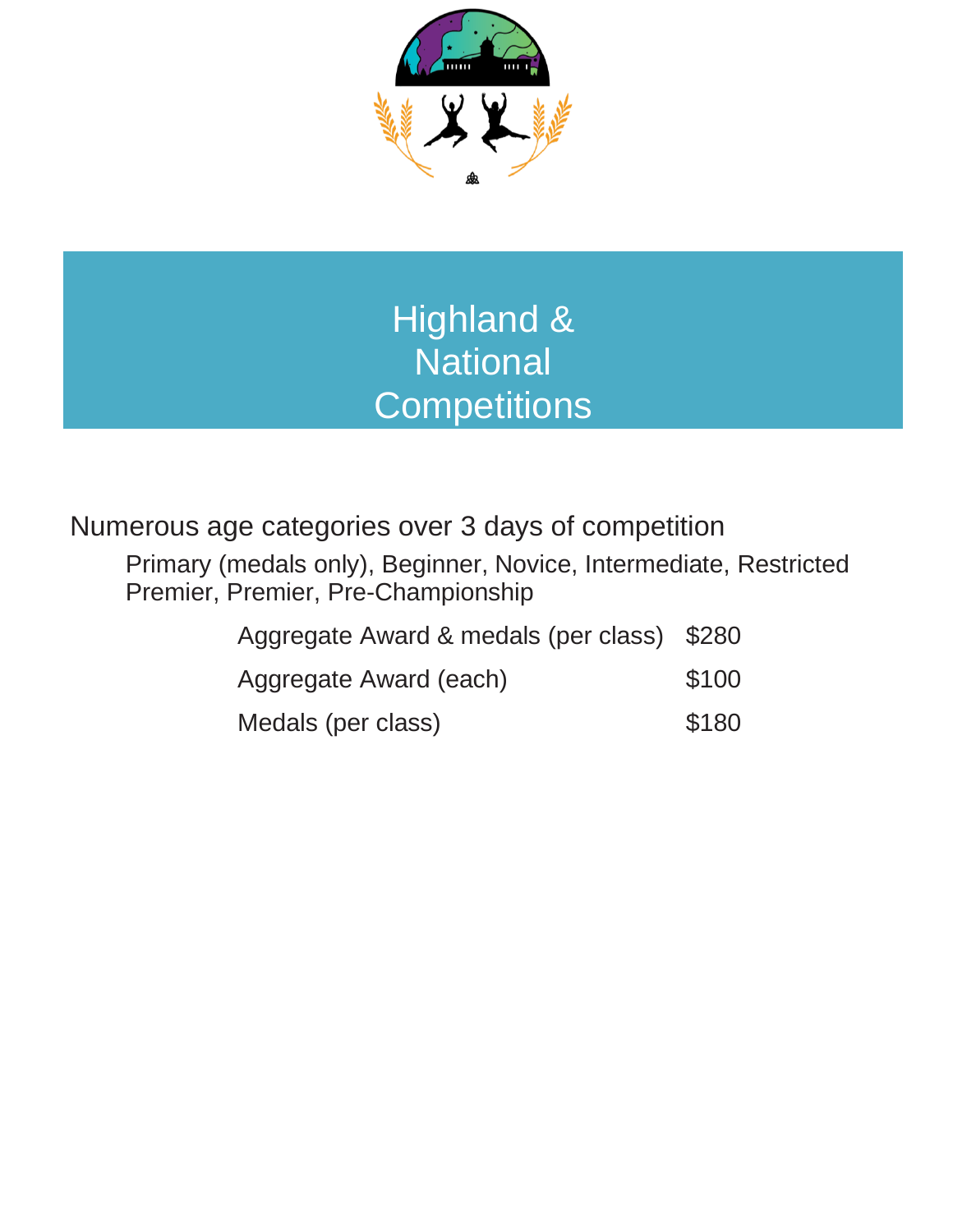# Highland & National Competitions

Numerous age categories over 3 days of competition

Primary (medals only), Beginner, Novice, Intermediate, Restricted Premier, Premier, Pre-Championship

| | |
|---|---|
| Aggregate Award & medals (per class) | $280 |
| Aggregate Award (each) | $100 |
| Medals (per class) | $180 |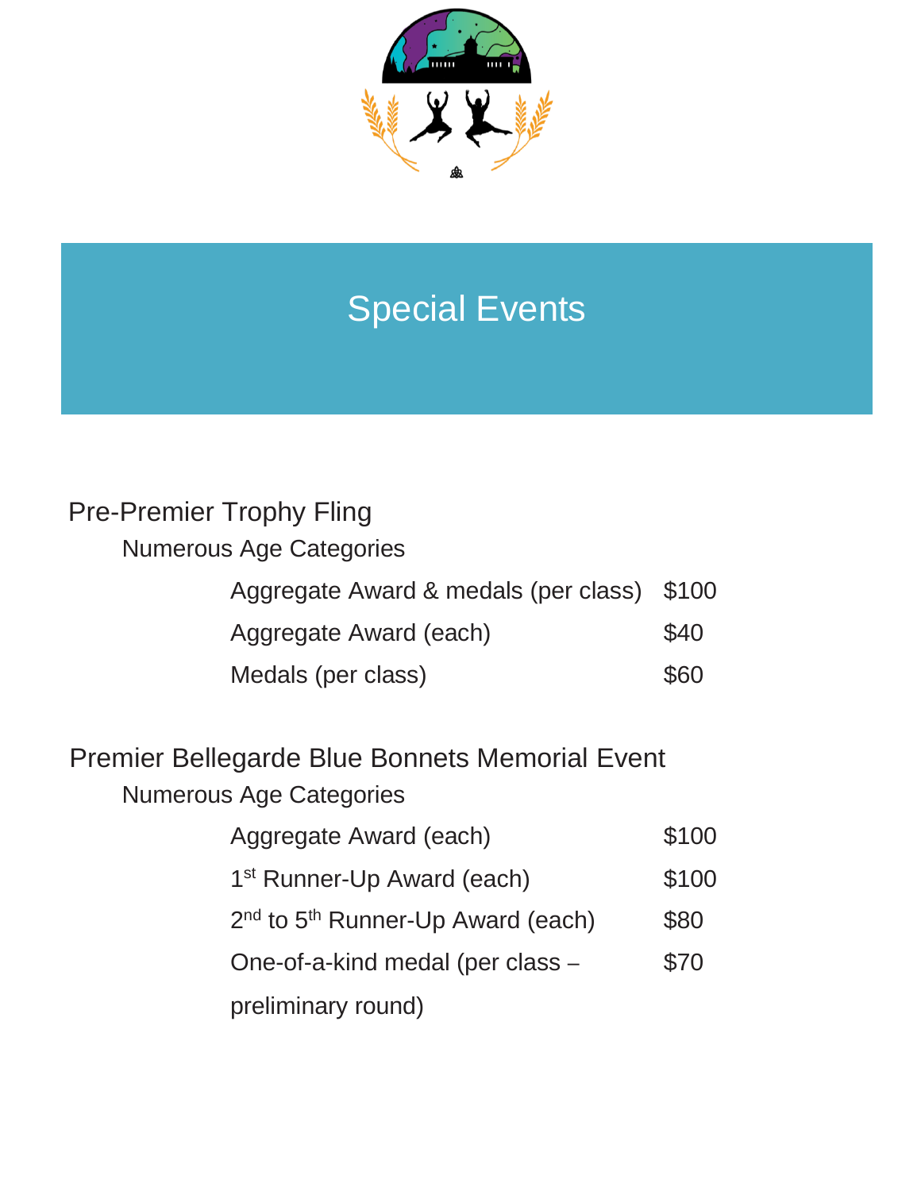# Special Events

## Pre-Premier Trophy Fling

Numerous Age Categories

| | |
|---|---|
| Aggregate Award & medals (per class) | $100 |
| Aggregate Award (each) | $40 |
| Medals (per class) | $60 |

## Premier Bellegarde Blue Bonnets Memorial Event

Numerous Age Categories

| | |
|---|---|
| Aggregate Award (each) | $100 |
| 1st Runner-Up Award (each) | $100 |
| 2nd to 5th Runner-Up Award (each) | $80 |
| One-of-a-kind medal (per class – preliminary round) | $70 |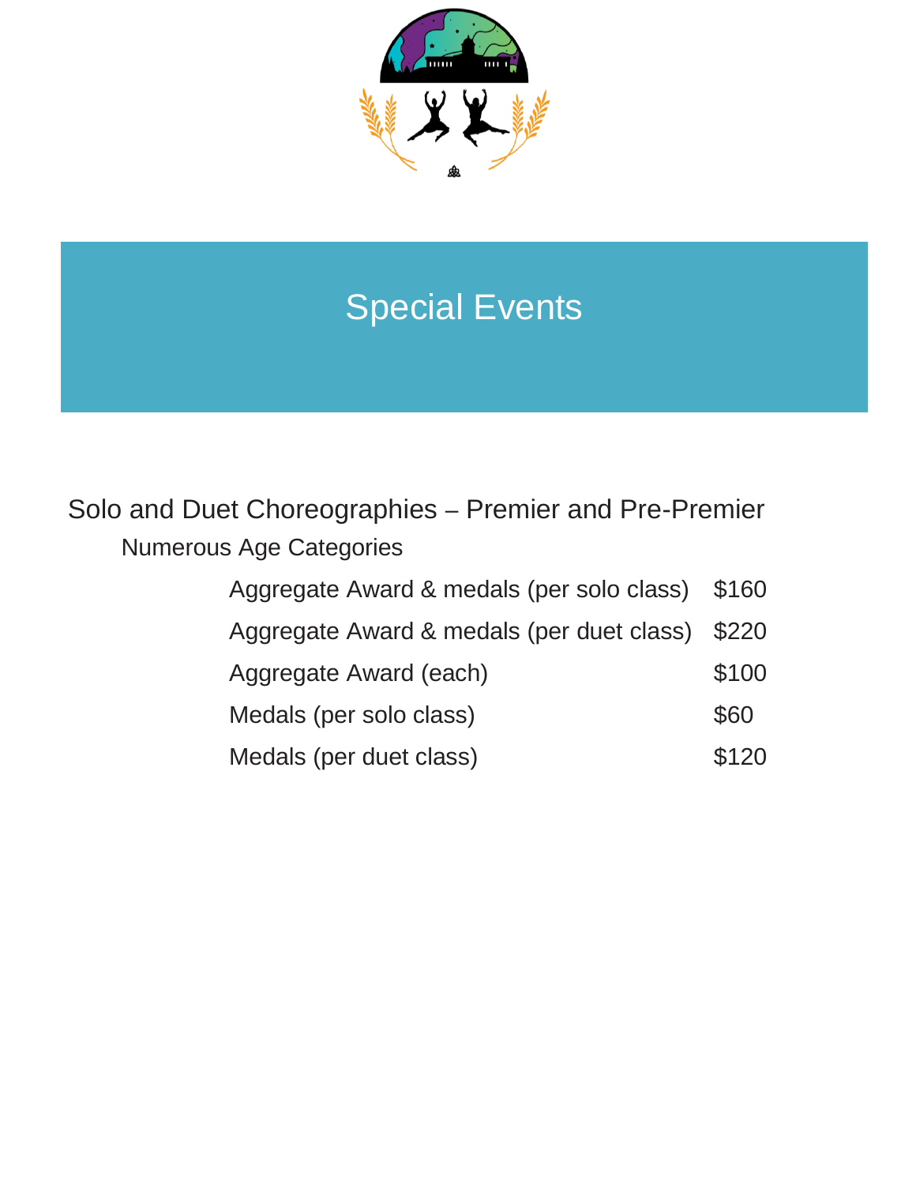# Special Events

## Solo and Duet Choreographies – Premier and Pre-Premier

### Numerous Age Categories

| Item | Amount |
|---|---|
| Aggregate Award & medals (per solo class) | $160 |
| Aggregate Award & medals (per duet class) | $220 |
| Aggregate Award (each) | $100 |
| Medals (per solo class) | $60 |
| Medals (per duet class) | $120 |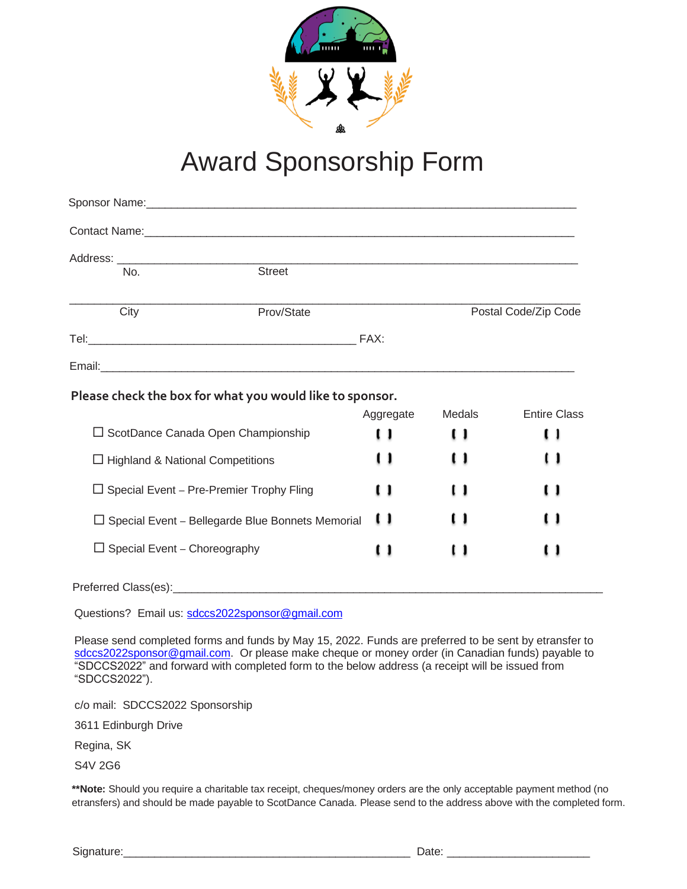# Award Sponsorship Form

Sponsor Name:_______________________________________________________________

Contact Name:_______________________________________________________________

Address: ___________________________________________________________________
No. Street

___________________________________________________________________________
City Prov/State Postal Code/Zip Code

Tel:_________________________________________ FAX:

Email:______________________________________________________________________

**Please check the box for what you would like to sponsor.**

| | Aggregate | Medals | Entire Class |
|---|---|---|---|
| ☐ ScotDance Canada Open Championship | [ ] | [ ] | [ ] |
| ☐ Highland & National Competitions | [ ] | [ ] | [ ] |
| ☐ Special Event – Pre-Premier Trophy Fling | [ ] | [ ] | [ ] |
| ☐ Special Event – Bellegarde Blue Bonnets Memorial | [ ] | [ ] | [ ] |
| ☐ Special Event – Choreography | [ ] | [ ] | [ ] |

Preferred Class(es):________________________________________________________

Questions? Email us: sdccs2022sponsor@gmail.com

Please send completed forms and funds by May 15, 2022. Funds are preferred to be sent by etransfer to sdccs2022sponsor@gmail.com. Or please make cheque or money order (in Canadian funds) payable to "SDCCS2022" and forward with completed form to the below address (a receipt will be issued from "SDCCS2022").

c/o mail: SDCCS2022 Sponsorship

3611 Edinburgh Drive

Regina, SK

S4V 2G6

**\*\*Note:** Should you require a charitable tax receipt, cheques/money orders are the only acceptable payment method (no etransfers) and should be made payable to ScotDance Canada. Please send to the address above with the completed form.

Signature:_____________________________________________ Date: ______________________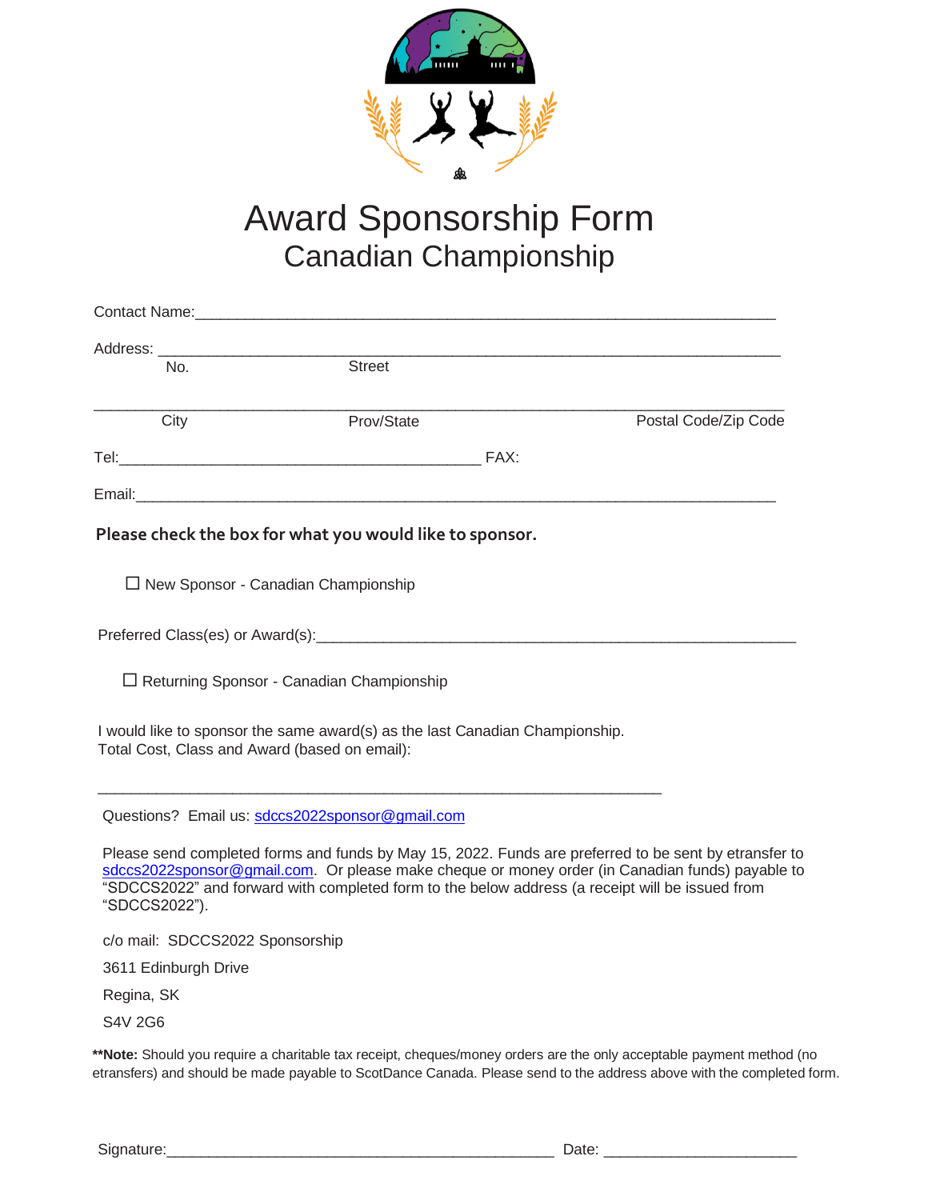# Award Sponsorship Form

## Canadian Championship

Contact Name:_______________________________________________________________

Address: ___________________________________________________________________

No. Street

____________________________________________________________________________

City Prov/State Postal Code/Zip Code

Tel:____________________________________________ FAX:

Email:______________________________________________________________________

**Please check the box for what you would like to sponsor.**

☐ New Sponsor - Canadian Championship

Preferred Class(es) or Award(s):____________________________________________

☐ Returning Sponsor - Canadian Championship

I would like to sponsor the same award(s) as the last Canadian Championship.
Total Cost, Class and Award (based on email):

____________________________________________________________________________

Questions? Email us: sdccs2022sponsor@gmail.com

Please send completed forms and funds by May 15, 2022. Funds are preferred to be sent by etransfer to sdccs2022sponsor@gmail.com. Or please make cheque or money order (in Canadian funds) payable to "SDCCS2022" and forward with completed form to the below address (a receipt will be issued from "SDCCS2022").

c/o mail: SDCCS2022 Sponsorship

3611 Edinburgh Drive

Regina, SK

S4V 2G6

****Note:** Should you require a charitable tax receipt, cheques/money orders are the only acceptable payment method (no etransfers) and should be made payable to ScotDance Canada. Please send to the address above with the completed form.

Signature:_____________________________________________ Date: ______________________